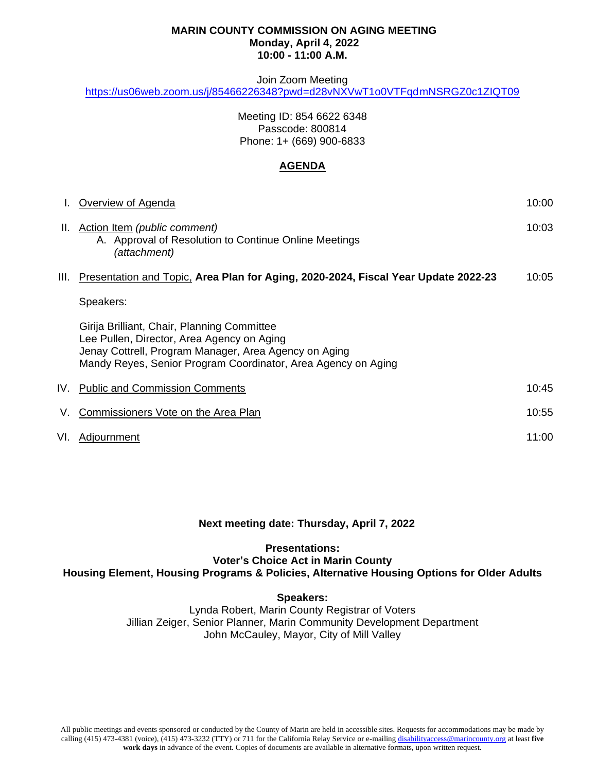**MARIN COUNTY COMMISSION ON AGING MEETING**
**Monday, April 4, 2022**
**10:00 - 11:00 A.M.**

Join Zoom Meeting
https://us06web.zoom.us/j/85466226348?pwd=d28vNXVwT1o0VTFqdmNSRGZ0c1ZIQT09

Meeting ID: 854 6622 6348
Passcode: 800814
Phone: 1+ (669) 900-6833

## AGENDA

| | | |
|---|---|---|
| I. | Overview of Agenda | 10:00 |
| II. | Action Item *(public comment)*<br>A. Approval of Resolution to Continue Online Meetings *(attachment)* | 10:03 |
| III. | Presentation and Topic, **Area Plan for Aging, 2020-2024, Fiscal Year Update 2022-23** | 10:05 |
| | Speakers:<br><br>Girija Brilliant, Chair, Planning Committee<br>Lee Pullen, Director, Area Agency on Aging<br>Jenay Cottrell, Program Manager, Area Agency on Aging<br>Mandy Reyes, Senior Program Coordinator, Area Agency on Aging | |
| IV. | Public and Commission Comments | 10:45 |
| V. | Commissioners Vote on the Area Plan | 10:55 |
| VI. | Adjournment | 11:00 |

**Next meeting date: Thursday, April 7, 2022**

**Presentations:**
**Voter's Choice Act in Marin County**
**Housing Element, Housing Programs & Policies, Alternative Housing Options for Older Adults**

**Speakers:**
Lynda Robert, Marin County Registrar of Voters
Jillian Zeiger, Senior Planner, Marin Community Development Department
John McCauley, Mayor, City of Mill Valley

All public meetings and events sponsored or conducted by the County of Marin are held in accessible sites. Requests for accommodations may be made by calling (415) 473-4381 (voice), (415) 473-3232 (TTY) or 711 for the California Relay Service or e-mailing disabilityaccess@marincounty.org at least **five work days** in advance of the event. Copies of documents are available in alternative formats, upon written request.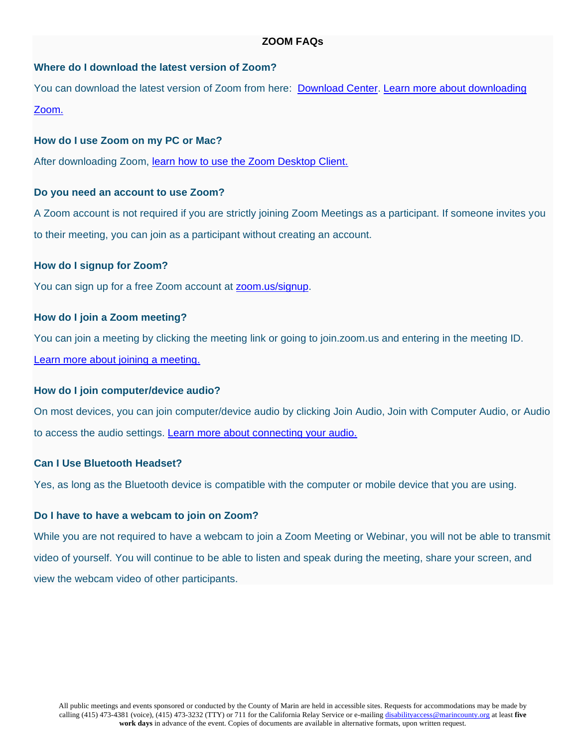# ZOOM FAQs

### Where do I download the latest version of Zoom?

You can download the latest version of Zoom from here: Download Center. Learn more about downloading Zoom.

### How do I use Zoom on my PC or Mac?

After downloading Zoom, learn how to use the Zoom Desktop Client.

### Do you need an account to use Zoom?

A Zoom account is not required if you are strictly joining Zoom Meetings as a participant. If someone invites you to their meeting, you can join as a participant without creating an account.

### How do I signup for Zoom?

You can sign up for a free Zoom account at zoom.us/signup.

### How do I join a Zoom meeting?

You can join a meeting by clicking the meeting link or going to join.zoom.us and entering in the meeting ID. Learn more about joining a meeting.

### How do I join computer/device audio?

On most devices, you can join computer/device audio by clicking Join Audio, Join with Computer Audio, or Audio to access the audio settings. Learn more about connecting your audio.

### Can I Use Bluetooth Headset?

Yes, as long as the Bluetooth device is compatible with the computer or mobile device that you are using.

### Do I have to have a webcam to join on Zoom?

While you are not required to have a webcam to join a Zoom Meeting or Webinar, you will not be able to transmit video of yourself. You will continue to be able to listen and speak during the meeting, share your screen, and view the webcam video of other participants.

All public meetings and events sponsored or conducted by the County of Marin are held in accessible sites. Requests for accommodations may be made by calling (415) 473-4381 (voice), (415) 473-3232 (TTY) or 711 for the California Relay Service or e-mailing disabilityaccess@marincounty.org at least **five work days** in advance of the event. Copies of documents are available in alternative formats, upon written request.